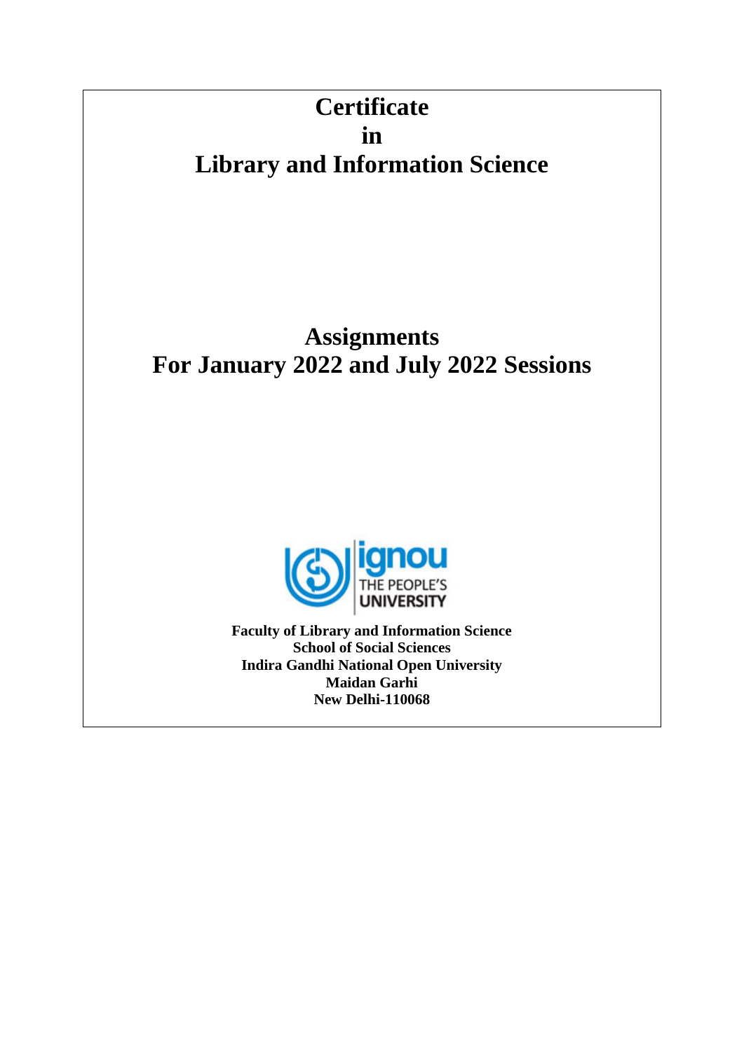# Certificate in Library and Information Science

## Assignments For January 2022 and July 2022 Sessions

**Faculty of Library and Information Science**
**School of Social Sciences**
**Indira Gandhi National Open University**
**Maidan Garhi**
**New Delhi-110068**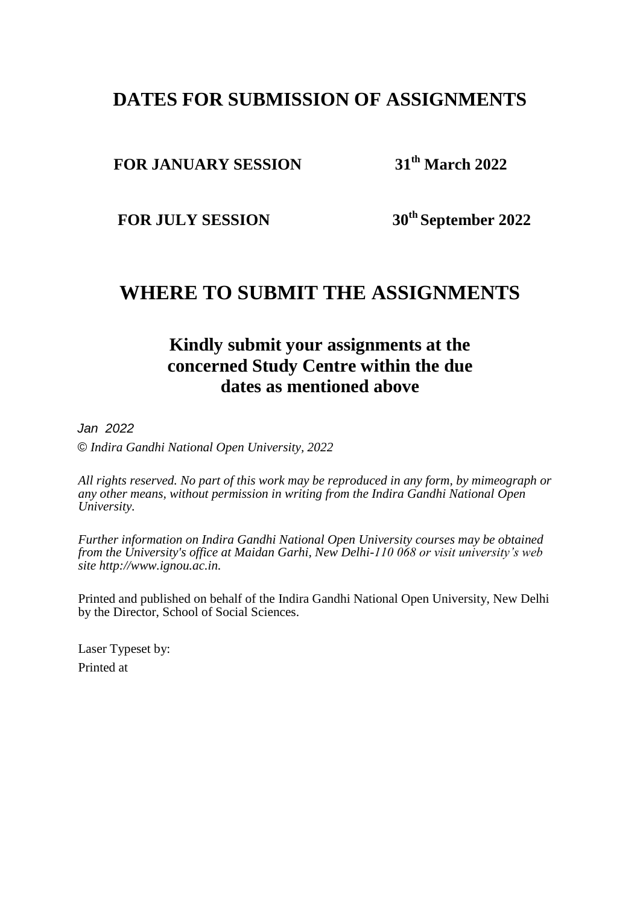# DATES FOR SUBMISSION OF ASSIGNMENTS

**FOR JANUARY SESSION** **31th March 2022**

**FOR JULY SESSION** **30th September 2022**

# WHERE TO SUBMIT THE ASSIGNMENTS

## Kindly submit your assignments at the concerned Study Centre within the due dates as mentioned above

*Jan 2022*

*© Indira Gandhi National Open University, 2022*

*All rights reserved. No part of this work may be reproduced in any form, by mimeograph or any other means, without permission in writing from the Indira Gandhi National Open University.*

*Further information on Indira Gandhi National Open University courses may be obtained from the University's office at Maidan Garhi, New Delhi-110 068 or visit university's web site http://www.ignou.ac.in.*

Printed and published on behalf of the Indira Gandhi National Open University, New Delhi by the Director, School of Social Sciences.

Laser Typeset by:

Printed at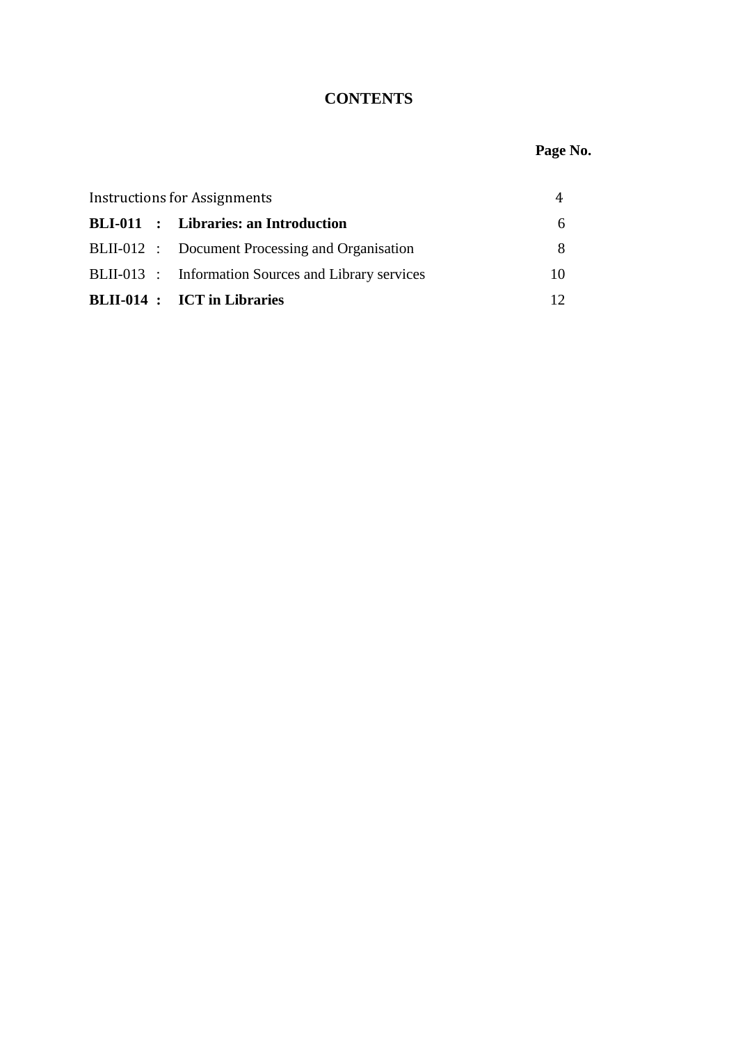# CONTENTS

| | | Page No. |
|---|---|---|
| Instructions for Assignments | | 4 |
| **BLI-011** **:** | **Libraries: an Introduction** | 6 |
| BLII-012 : | Document Processing and Organisation | 8 |
| BLII-013 : | Information Sources and Library services | 10 |
| **BLII-014 :** | **ICT in Libraries** | 12 |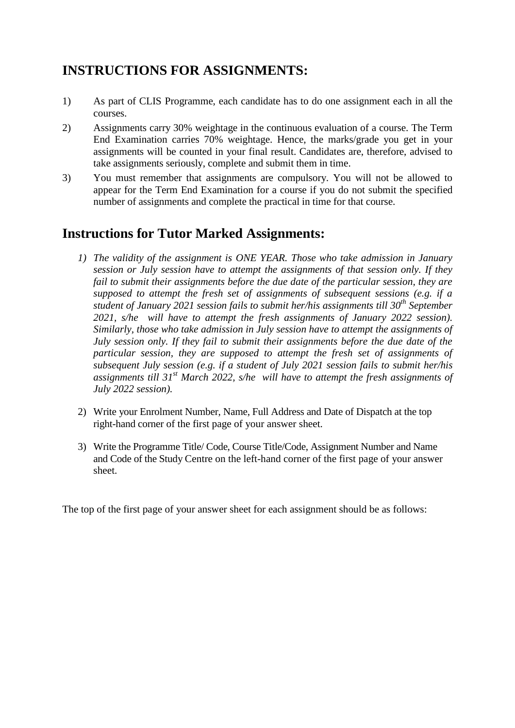## INSTRUCTIONS FOR ASSIGNMENTS:

1) As part of CLIS Programme, each candidate has to do one assignment each in all the courses.
2) Assignments carry 30% weightage in the continuous evaluation of a course. The Term End Examination carries 70% weightage. Hence, the marks/grade you get in your assignments will be counted in your final result. Candidates are, therefore, advised to take assignments seriously, complete and submit them in time.
3) You must remember that assignments are compulsory. You will not be allowed to appear for the Term End Examination for a course if you do not submit the specified number of assignments and complete the practical in time for that course.

## Instructions for Tutor Marked Assignments:

1) *The validity of the assignment is ONE YEAR. Those who take admission in January session or July session have to attempt the assignments of that session only. If they fail to submit their assignments before the due date of the particular session, they are supposed to attempt the fresh set of assignments of subsequent sessions (e.g. if a student of January 2021 session fails to submit her/his assignments till 30th September 2021, s/he will have to attempt the fresh assignments of January 2022 session). Similarly, those who take admission in July session have to attempt the assignments of July session only. If they fail to submit their assignments before the due date of the particular session, they are supposed to attempt the fresh set of assignments of subsequent July session (e.g. if a student of July 2021 session fails to submit her/his assignments till 31st March 2022, s/he will have to attempt the fresh assignments of July 2022 session).*

2) Write your Enrolment Number, Name, Full Address and Date of Dispatch at the top right-hand corner of the first page of your answer sheet.

3) Write the Programme Title/ Code, Course Title/Code, Assignment Number and Name and Code of the Study Centre on the left-hand corner of the first page of your answer sheet.

The top of the first page of your answer sheet for each assignment should be as follows: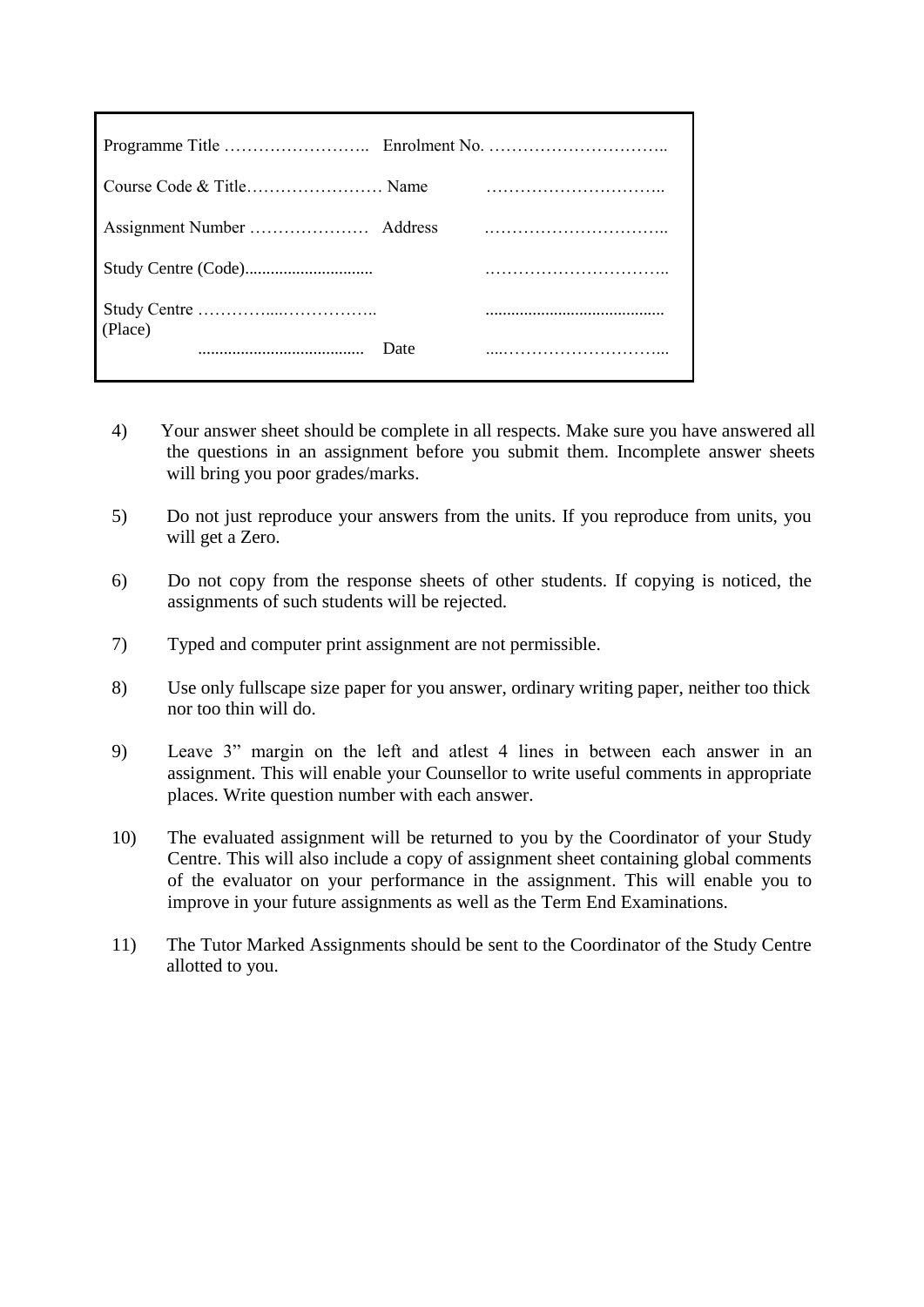| | | |
|---|---|---|
| Programme Title …………………….. | Enrolment No. ………………………….. | |
| Course Code & Title…………………… | Name | ………………………….. |
| Assignment Number ………………… | Address | ………………………….. |
| Study Centre (Code)............................ | | ………………………….. |
| Study Centre …………...…………….. (Place) | | .......................................... |
| ....................................... | Date | ....……………………….... |

4) Your answer sheet should be complete in all respects. Make sure you have answered all the questions in an assignment before you submit them. Incomplete answer sheets will bring you poor grades/marks.

5) Do not just reproduce your answers from the units. If you reproduce from units, you will get a Zero.

6) Do not copy from the response sheets of other students. If copying is noticed, the assignments of such students will be rejected.

7) Typed and computer print assignment are not permissible.

8) Use only fullscape size paper for you answer, ordinary writing paper, neither too thick nor too thin will do.

9) Leave 3" margin on the left and atlest 4 lines in between each answer in an assignment. This will enable your Counsellor to write useful comments in appropriate places. Write question number with each answer.

10) The evaluated assignment will be returned to you by the Coordinator of your Study Centre. This will also include a copy of assignment sheet containing global comments of the evaluator on your performance in the assignment. This will enable you to improve in your future assignments as well as the Term End Examinations.

11) The Tutor Marked Assignments should be sent to the Coordinator of the Study Centre allotted to you.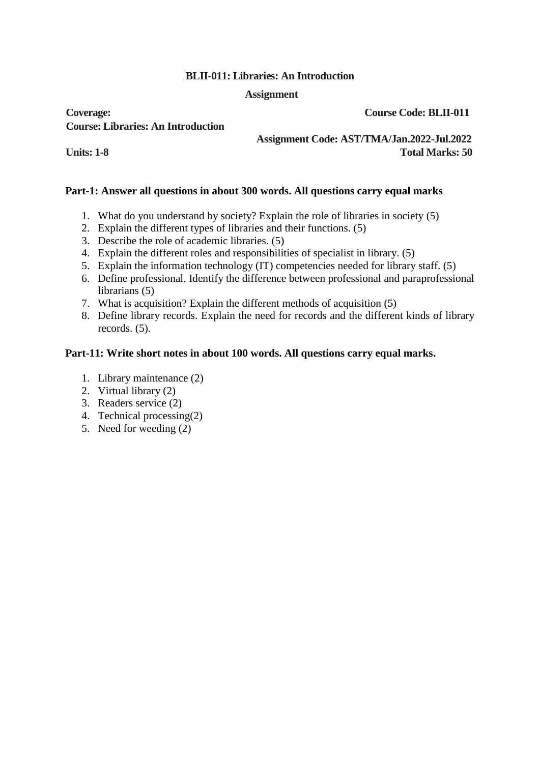**BLII-011: Libraries: An Introduction**

**Assignment**

**Coverage:** **Course Code: BLII-011**

**Course: Libraries: An Introduction**

**Assignment Code: AST/TMA/Jan.2022-Jul.2022**

**Units: 1-8** **Total Marks: 50**

**Part-1: Answer all questions in about 300 words. All questions carry equal marks**

1. What do you understand by society? Explain the role of libraries in society (5)
2. Explain the different types of libraries and their functions. (5)
3. Describe the role of academic libraries. (5)
4. Explain the different roles and responsibilities of specialist in library. (5)
5. Explain the information technology (IT) competencies needed for library staff. (5)
6. Define professional. Identify the difference between professional and paraprofessional librarians (5)
7. What is acquisition? Explain the different methods of acquisition (5)
8. Define library records. Explain the need for records and the different kinds of library records. (5).

**Part-11: Write short notes in about 100 words. All questions carry equal marks.**

1. Library maintenance (2)
2. Virtual library (2)
3. Readers service (2)
4. Technical processing(2)
5. Need for weeding (2)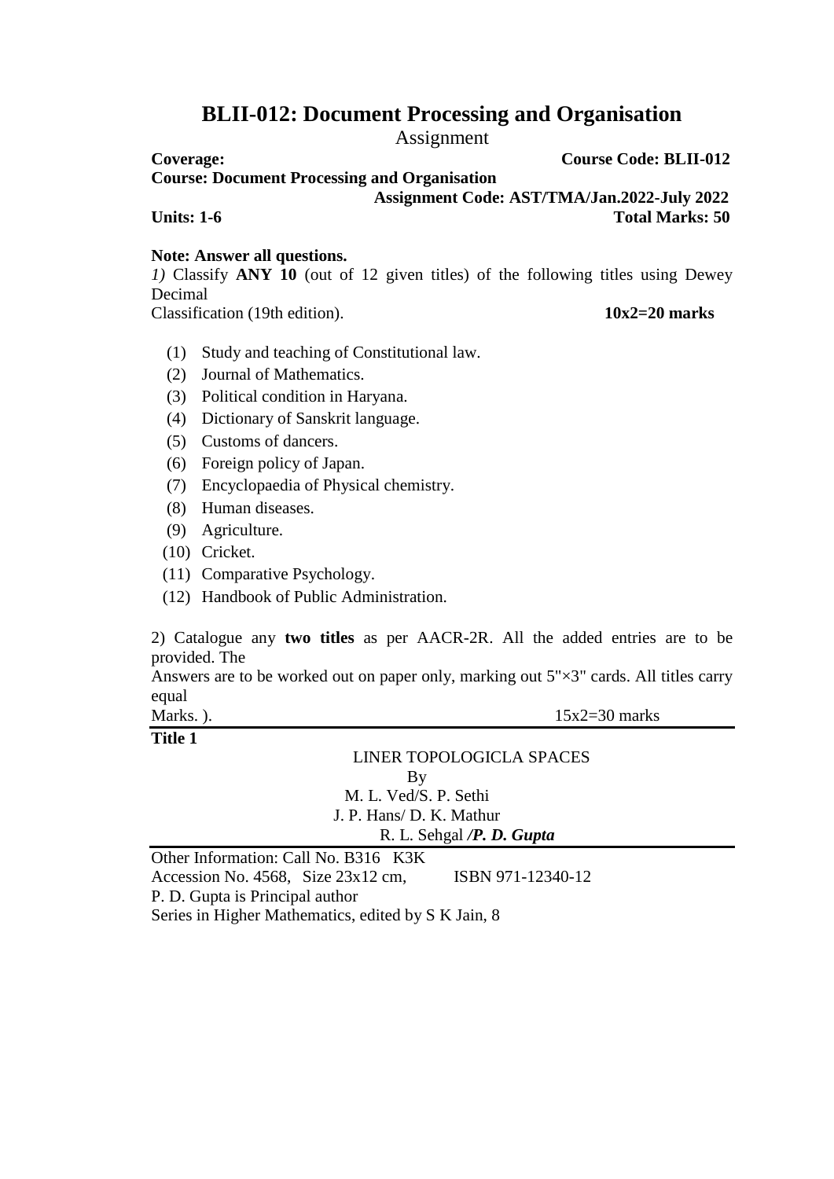# BLII-012: Document Processing and Organisation

Assignment

**Coverage:** **Course Code: BLII-012**

**Course: Document Processing and Organisation**

**Assignment Code: AST/TMA/Jan.2022-July 2022**

**Units: 1-6** **Total Marks: 50**

**Note: Answer all questions.**

*1)* Classify **ANY 10** (out of 12 given titles) of the following titles using Dewey Decimal
Classification (19th edition). **10x2=20 marks**

(1) Study and teaching of Constitutional law.
(2) Journal of Mathematics.
(3) Political condition in Haryana.
(4) Dictionary of Sanskrit language.
(5) Customs of dancers.
(6) Foreign policy of Japan.
(7) Encyclopaedia of Physical chemistry.
(8) Human diseases.
(9) Agriculture.
(10) Cricket.
(11) Comparative Psychology.
(12) Handbook of Public Administration.

2) Catalogue any **two titles** as per AACR-2R. All the added entries are to be provided. The
Answers are to be worked out on paper only, marking out 5"×3" cards. All titles carry equal
Marks. ). 15x2=30 marks

---

**Title 1**

LINER TOPOLOGICLA SPACES
By
M. L. Ved/S. P. Sethi
J. P. Hans/ D. K. Mathur
R. L. Sehgal ***/P. D. Gupta***

---

Other Information: Call No. B316 K3K
Accession No. 4568, Size 23x12 cm, ISBN 971-12340-12
P. D. Gupta is Principal author
Series in Higher Mathematics, edited by S K Jain, 8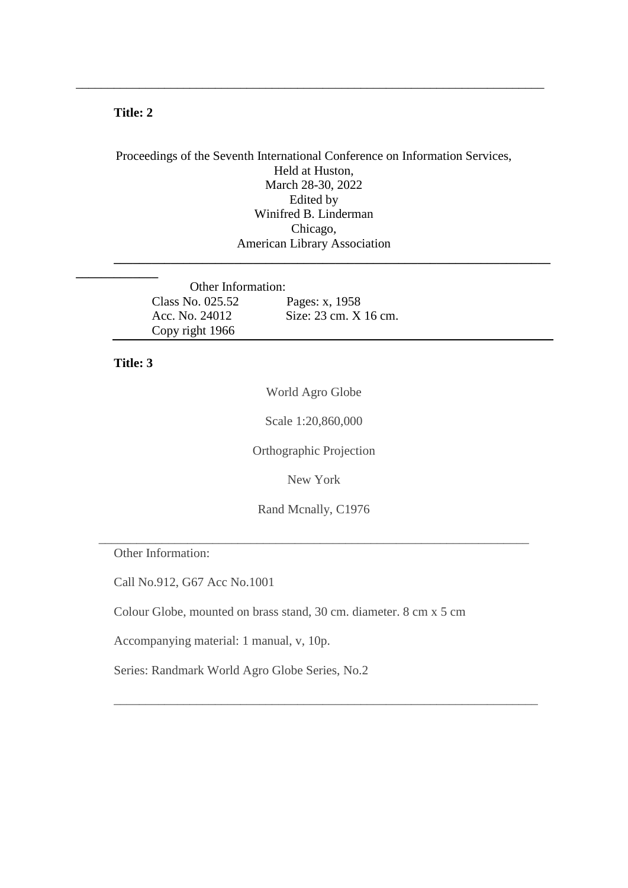---

**Title: 2**

Proceedings of the Seventh International Conference on Information Services,
Held at Huston,
March 28-30, 2022
Edited by
Winifred B. Linderman
Chicago,
American Library Association

---

Other Information:

| | |
|---|---|
| Class No. 025.52 | Pages: x, 1958 |
| Acc. No. 24012 | Size: 23 cm. X 16 cm. |
| Copy right 1966 | |

---

**Title: 3**

World Agro Globe

Scale 1:20,860,000

Orthographic Projection

New York

Rand Mcnally, C1976

---

Other Information:

Call No.912, G67 Acc No.1001

Colour Globe, mounted on brass stand, 30 cm. diameter. 8 cm x 5 cm

Accompanying material: 1 manual, v, 10p.

Series: Randmark World Agro Globe Series, No.2

---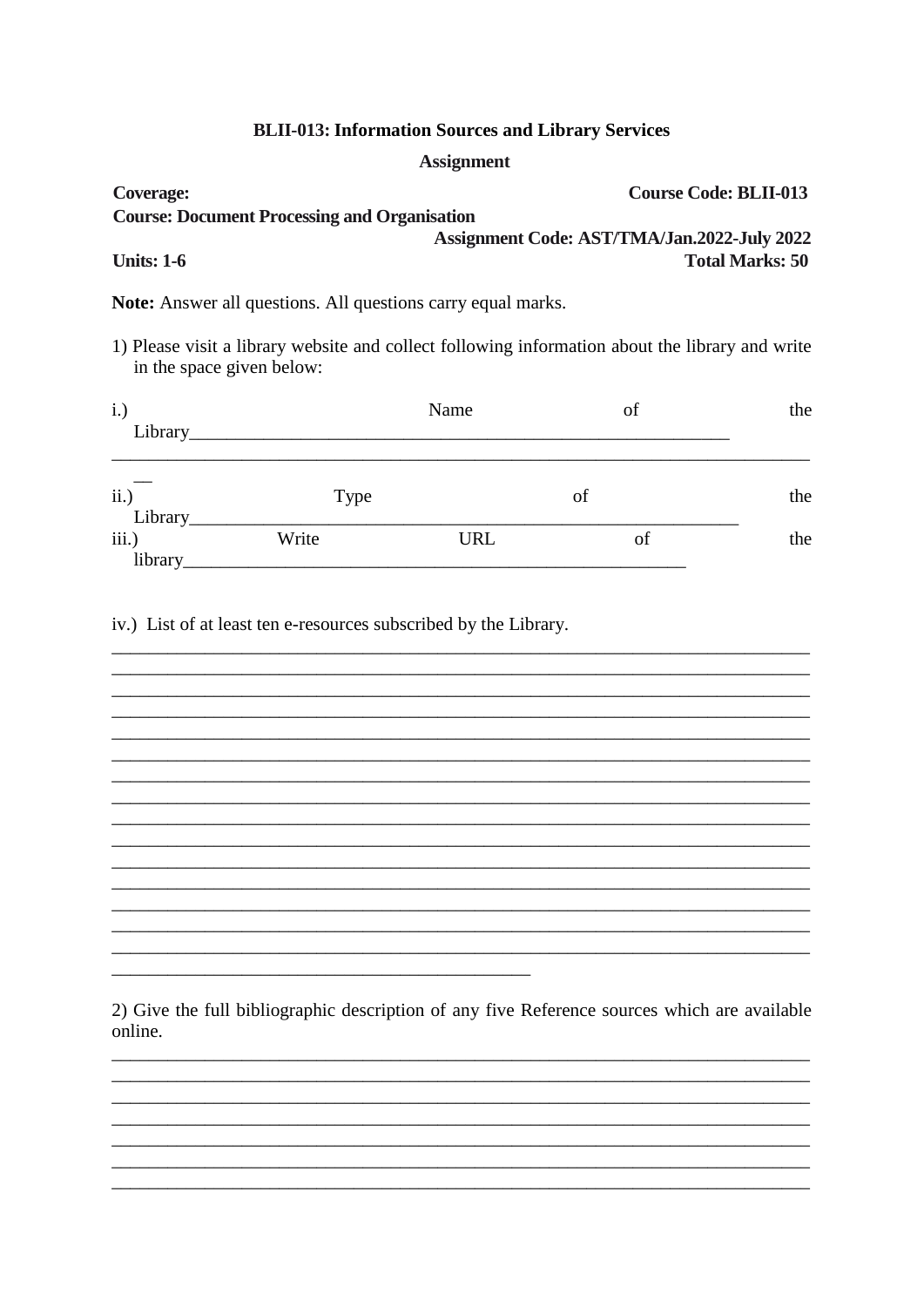**BLII-013: Information Sources and Library Services**

**Assignment**

**Coverage:** **Course Code: BLII-013**

**Course: Document Processing and Organisation**

**Assignment Code: AST/TMA/Jan.2022-July 2022**

**Units: 1-6** **Total Marks: 50**

**Note:** Answer all questions. All questions carry equal marks.

1) Please visit a library website and collect following information about the library and write in the space given below:

i.) Name of the Library________________________________________________________________

________________________________________________________________________

ii.) Type of the Library________________________________________________________________

iii.) Write URL of the library____________________________________________________________

iv.) List of at least ten e-resources subscribed by the Library.

________________________________________________________________________
________________________________________________________________________
________________________________________________________________________
________________________________________________________________________
________________________________________________________________________
________________________________________________________________________
________________________________________________________________________
________________________________________________________________________
________________________________________________________________________
________________________________________________________________________
________________________________________________________________________
________________________________________________________________________
________________________________________________________________________
________________________________________________________________________
________________________________________________________________________
__________________________________________

2) Give the full bibliographic description of any five Reference sources which are available online.

________________________________________________________________________
________________________________________________________________________
________________________________________________________________________
________________________________________________________________________
________________________________________________________________________
________________________________________________________________________
________________________________________________________________________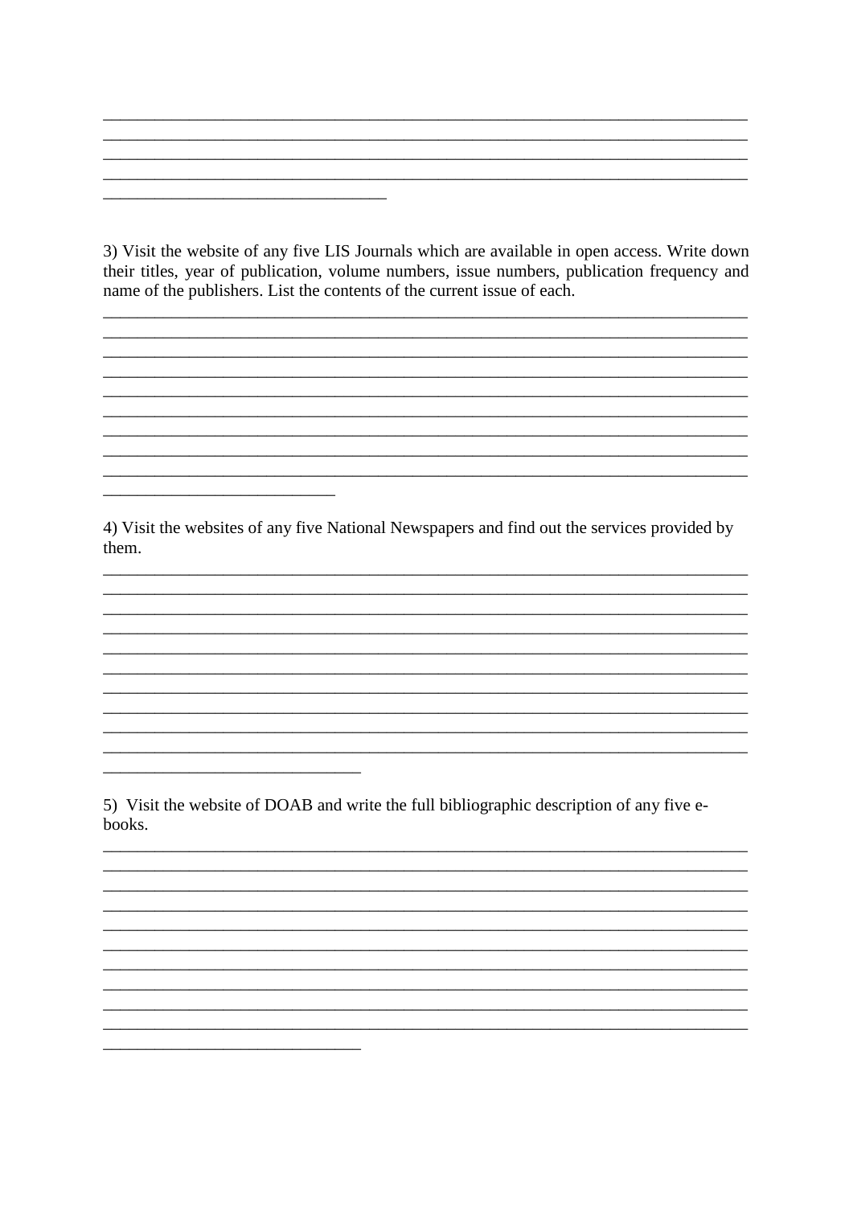3) Visit the website of any five LIS Journals which are available in open access. Write down their titles, year of publication, volume numbers, issue numbers, publication frequency and name of the publishers. List the contents of the current issue of each.

4) Visit the websites of any five National Newspapers and find out the services provided by them.

5) Visit the website of DOAB and write the full bibliographic description of any five e-books.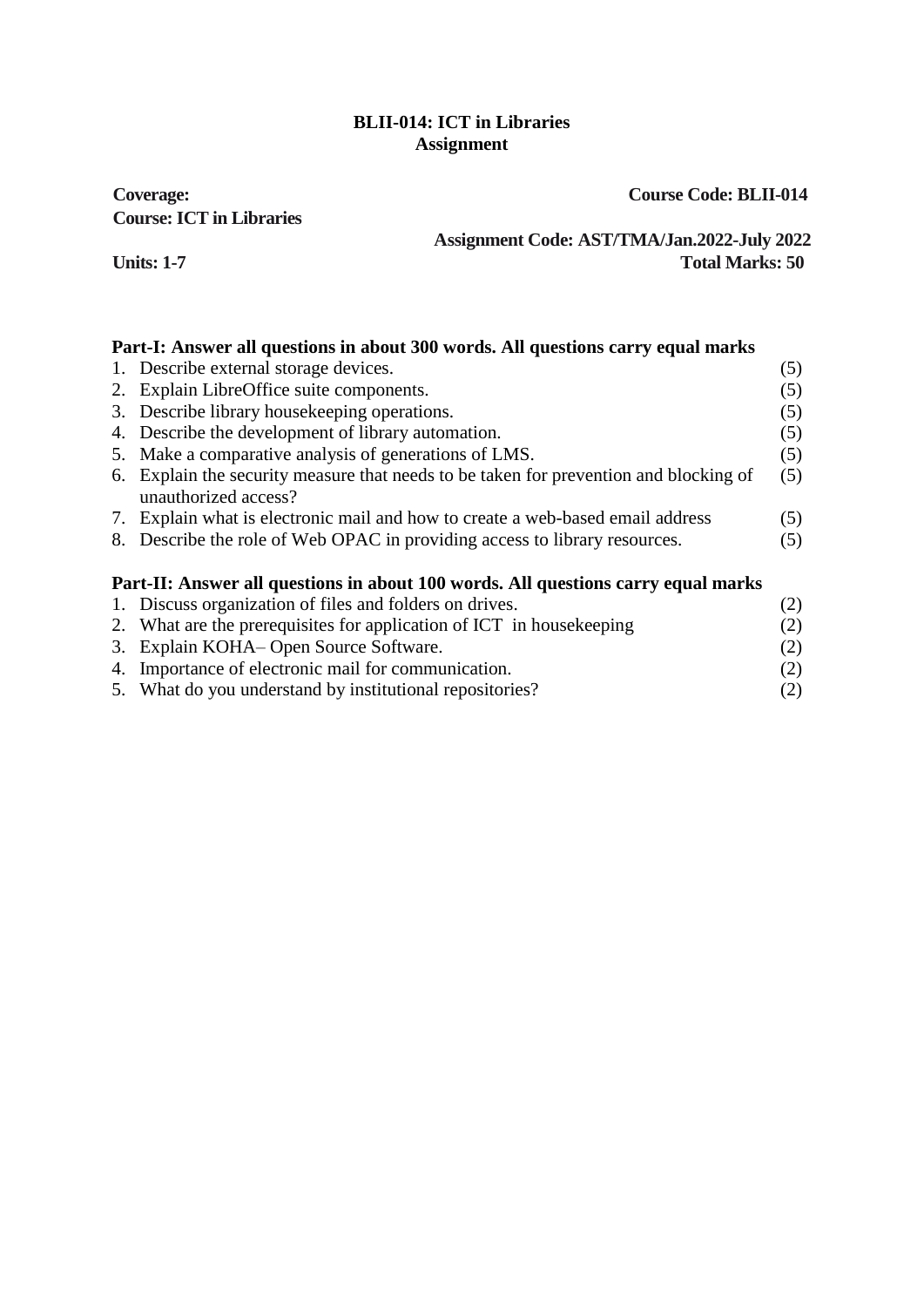**BLII-014: ICT in Libraries**
**Assignment**

**Coverage:** **Course Code: BLII-014**
**Course: ICT in Libraries**
**Assignment Code: AST/TMA/Jan.2022-July 2022**
**Units: 1-7** **Total Marks: 50**

**Part-I: Answer all questions in about 300 words. All questions carry equal marks**

1. Describe external storage devices. (5)
2. Explain LibreOffice suite components. (5)
3. Describe library housekeeping operations. (5)
4. Describe the development of library automation. (5)
5. Make a comparative analysis of generations of LMS. (5)
6. Explain the security measure that needs to be taken for prevention and blocking of unauthorized access? (5)
7. Explain what is electronic mail and how to create a web-based email address (5)
8. Describe the role of Web OPAC in providing access to library resources. (5)

**Part-II: Answer all questions in about 100 words. All questions carry equal marks**

1. Discuss organization of files and folders on drives. (2)
2. What are the prerequisites for application of ICT in housekeeping (2)
3. Explain KOHA– Open Source Software. (2)
4. Importance of electronic mail for communication. (2)
5. What do you understand by institutional repositories? (2)